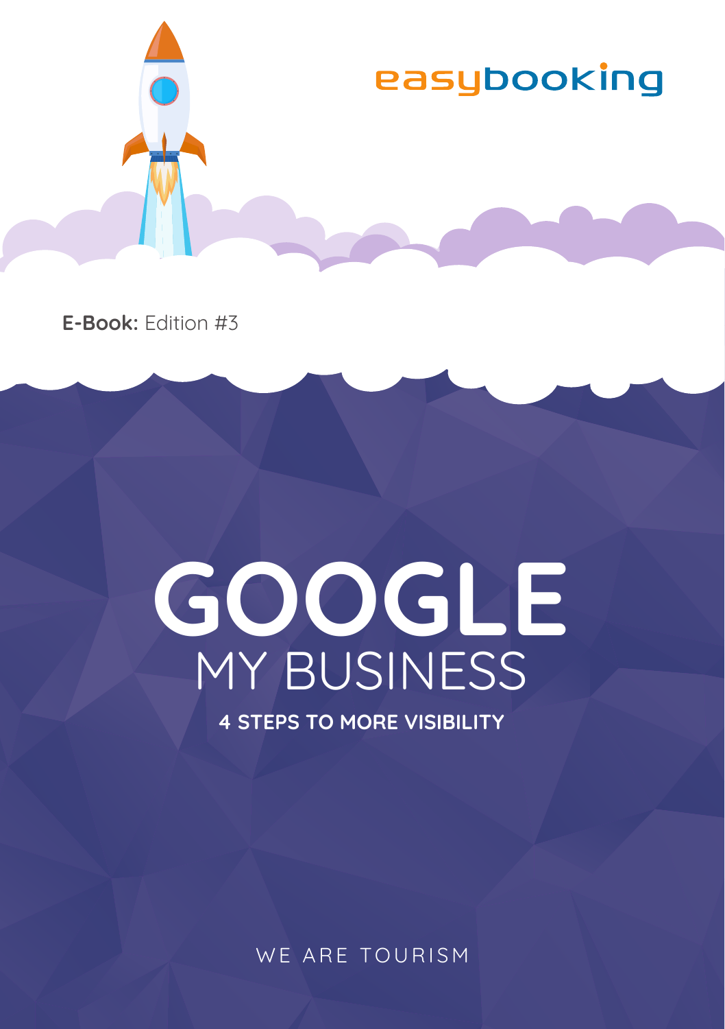easybooking

**E-Book:** Edition #3

# GOOGLE
## MY BUSINESS

**4 STEPS TO MORE VISIBILITY**

WE ARE TOURISM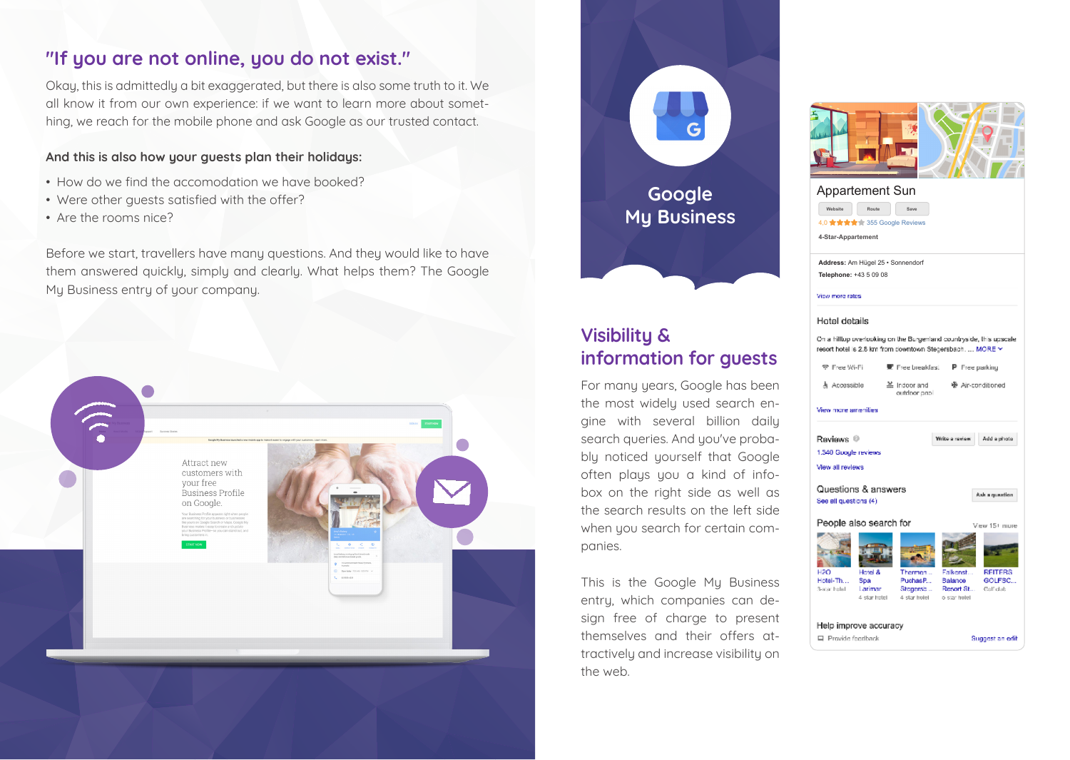## "If you are not online, you do not exist."

Okay, this is admittedly a bit exaggerated, but there is also some truth to it. We all know it from our own experience: if we want to learn more about something, we reach for the mobile phone and ask Google as our trusted contact.

**And this is also how your guests plan their holidays:**

- How do we find the accomodation we have booked?
- Were other guests satisfied with the offer?
- Are the rooms nice?

Before we start, travellers have many questions. And they would like to have them answered quickly, simply and clearly. What helps them? The Google My Business entry of your company.

## Google My Business

## Visibility & information for guests

For many years, Google has been the most widely used search engine with several billion daily search queries. And you've probably noticed yourself that Google often plays you a kind of infobox on the right side as well as the search results on the left side when you search for certain companies.

This is the Google My Business entry, which companies can design free of charge to present themselves and their offers attractively and increase visibility on the web.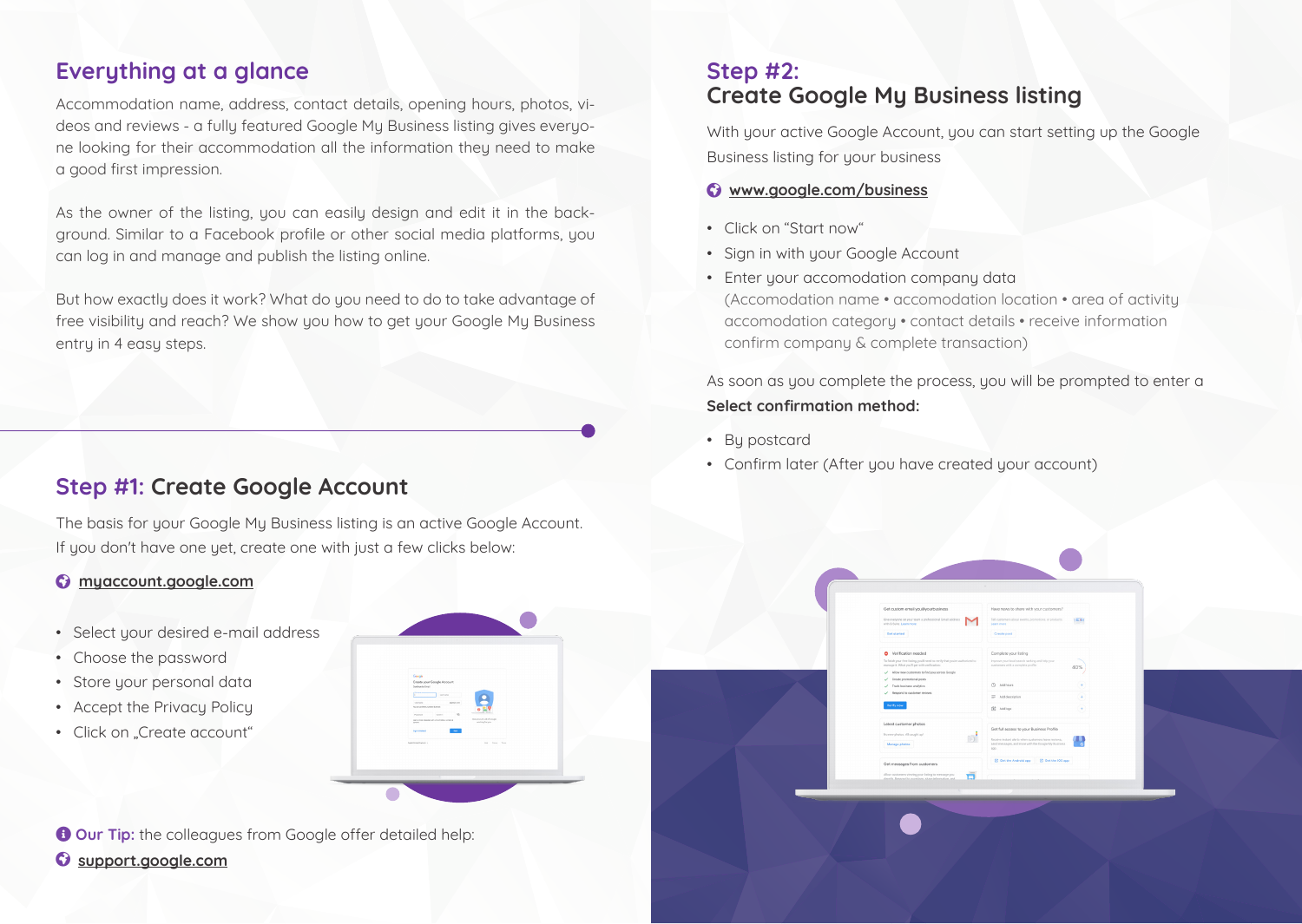## Everything at a glance

Accommodation name, address, contact details, opening hours, photos, videos and reviews - a fully featured Google My Business listing gives everyone looking for their accommodation all the information they need to make a good first impression.

As the owner of the listing, you can easily design and edit it in the background. Similar to a Facebook profile or other social media platforms, you can log in and manage and publish the listing online.

But how exactly does it work? What do you need to do to take advantage of free visibility and reach? We show you how to get your Google My Business entry in 4 easy steps.

## Step #1: Create Google Account

The basis for your Google My Business listing is an active Google Account. If you don't have one yet, create one with just a few clicks below:

myaccount.google.com

- Select your desired e-mail address
- Choose the password
- Store your personal data
- Accept the Privacy Policy
- Click on „Create account"

**Our Tip:** the colleagues from Google offer detailed help:

support.google.com

## Step #2: Create Google My Business listing

With your active Google Account, you can start setting up the Google Business listing for your business

www.google.com/business

- Click on "Start now"
- Sign in with your Google Account
- Enter your accomodation company data
  (Accomodation name • accomodation location • area of activity accomodation category • contact details • receive information confirm company & complete transaction)

As soon as you complete the process, you will be prompted to enter a **Select confirmation method:**

- By postcard
- Confirm later (After you have created your account)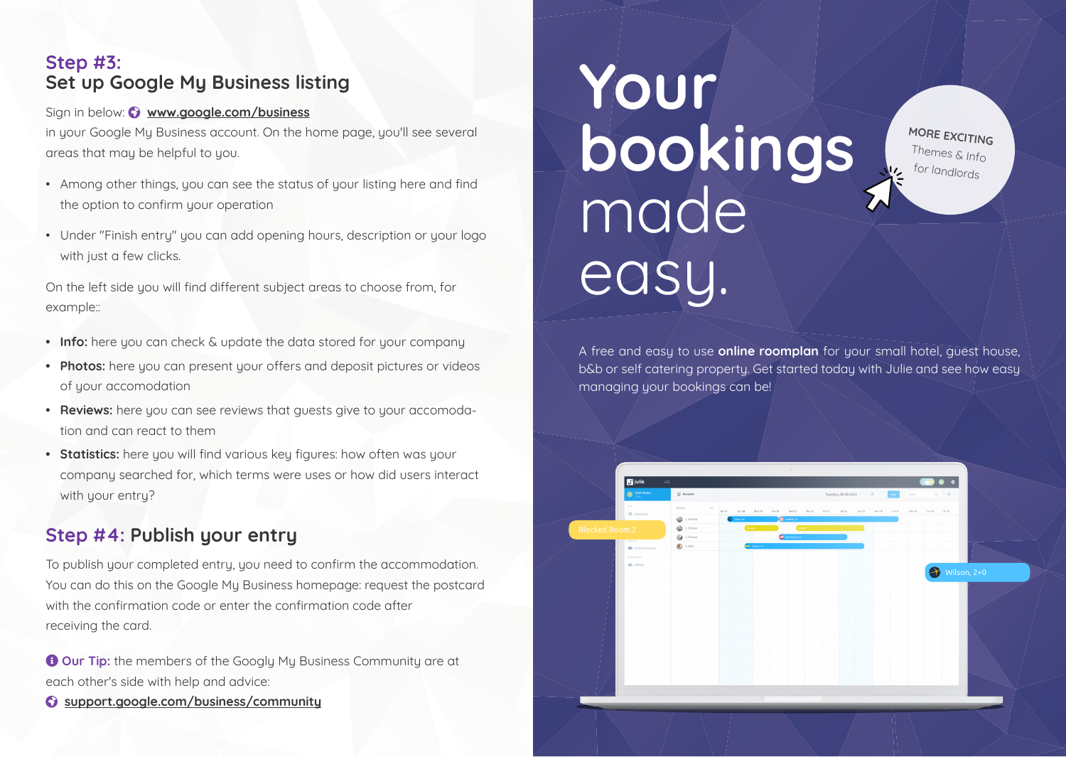## Step #3:
## Set up Google My Business listing

Sign in below: www.google.com/business
in your Google My Business account. On the home page, you'll see several areas that may be helpful to you.

- Among other things, you can see the status of your listing here and find the option to confirm your operation
- Under "Finish entry" you can add opening hours, description or your logo with just a few clicks.

On the left side you will find different subject areas to choose from, for example::

- **Info:** here you can check & update the data stored for your company
- **Photos:** here you can present your offers and deposit pictures or videos of your accomodation
- **Reviews:** here you can see reviews that guests give to your accomoda-tion and can react to them
- **Statistics:** here you will find various key figures: how often was your company searched for, which terms were uses or how did users interact with your entry?

## Step #4: Publish your entry

To publish your completed entry, you need to confirm the accommodation. You can do this on the Google My Business homepage: request the postcard with the confirmation code or enter the confirmation code after receiving the card.

**Our Tip:** the members of the Googly My Business Community are at each other's side with help and advice:
support.google.com/business/community

# Your bookings made easy.

MORE EXCITING Themes & Info for landlords

A free and easy to use **online roomplan** for your small hotel, guest house, b&b or self catering property. Get started today with Julie and see how easy managing your bookings can be!

Blocked Room 2

Wilson, 2+0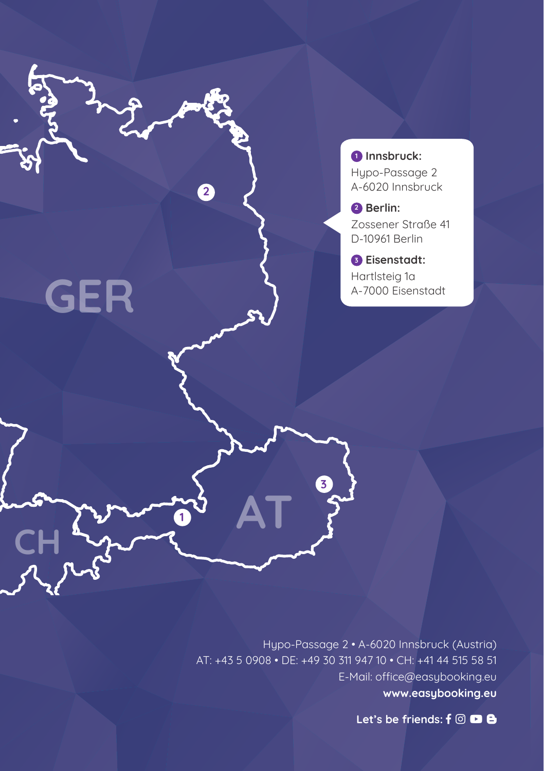GER

AT

CH

**1 Innsbruck:**
Hypo-Passage 2
A-6020 Innsbruck

**2 Berlin:**
Zossener Straße 41
D-10961 Berlin

**3 Eisenstadt:**
Hartlsteig 1a
A-7000 Eisenstadt

Hypo-Passage 2 • A-6020 Innsbruck (Austria)
AT: +43 5 0908 • DE: +49 30 311 947 10 • CH: +41 44 515 58 51
E-Mail: office@easybooking.eu
**www.easybooking.eu**

**Let's be friends:**